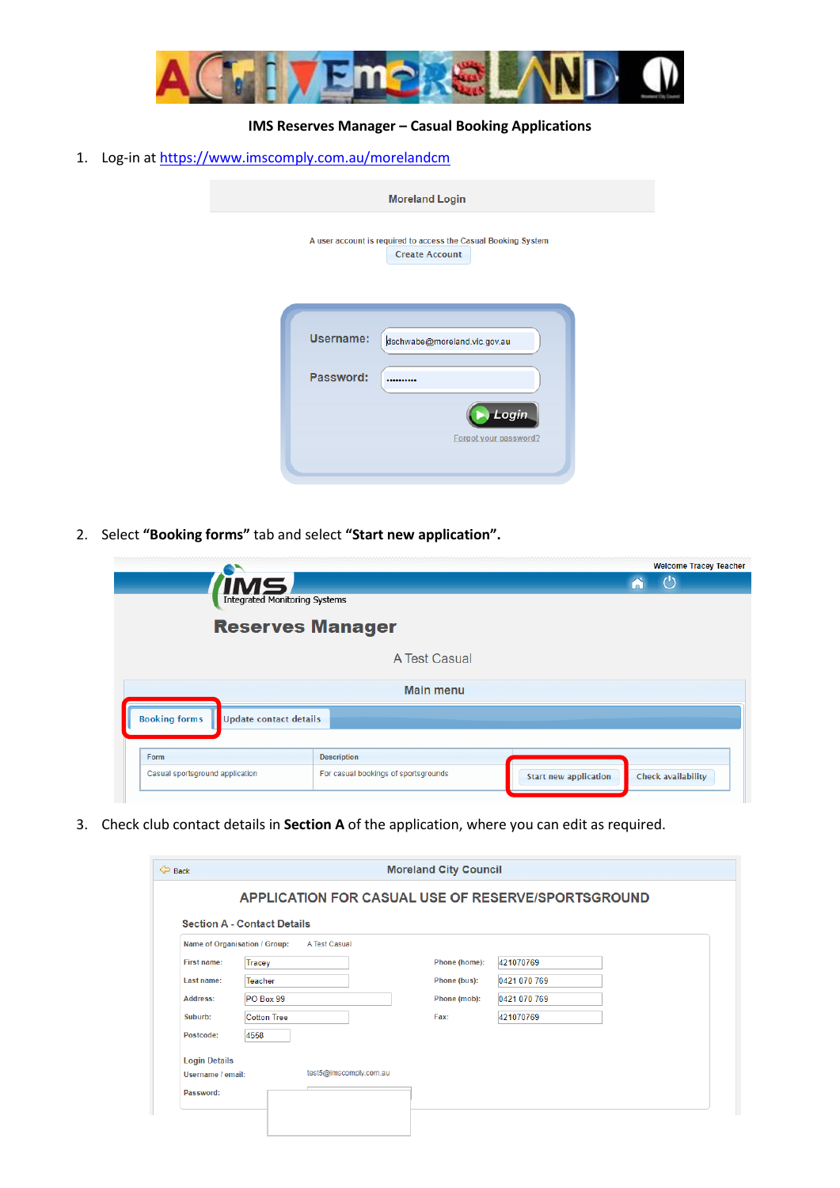**IMS Reserves Manager – Casual Booking Applications**

1. Log-in at [https://www.imscomply.com.au/morelandcm](https://www.imscomply.com.au/morelandcm)

2. Select **"Booking forms"** tab and select **"Start new application".**

3. Check club contact details in **Section A** of the application, where you can edit as required.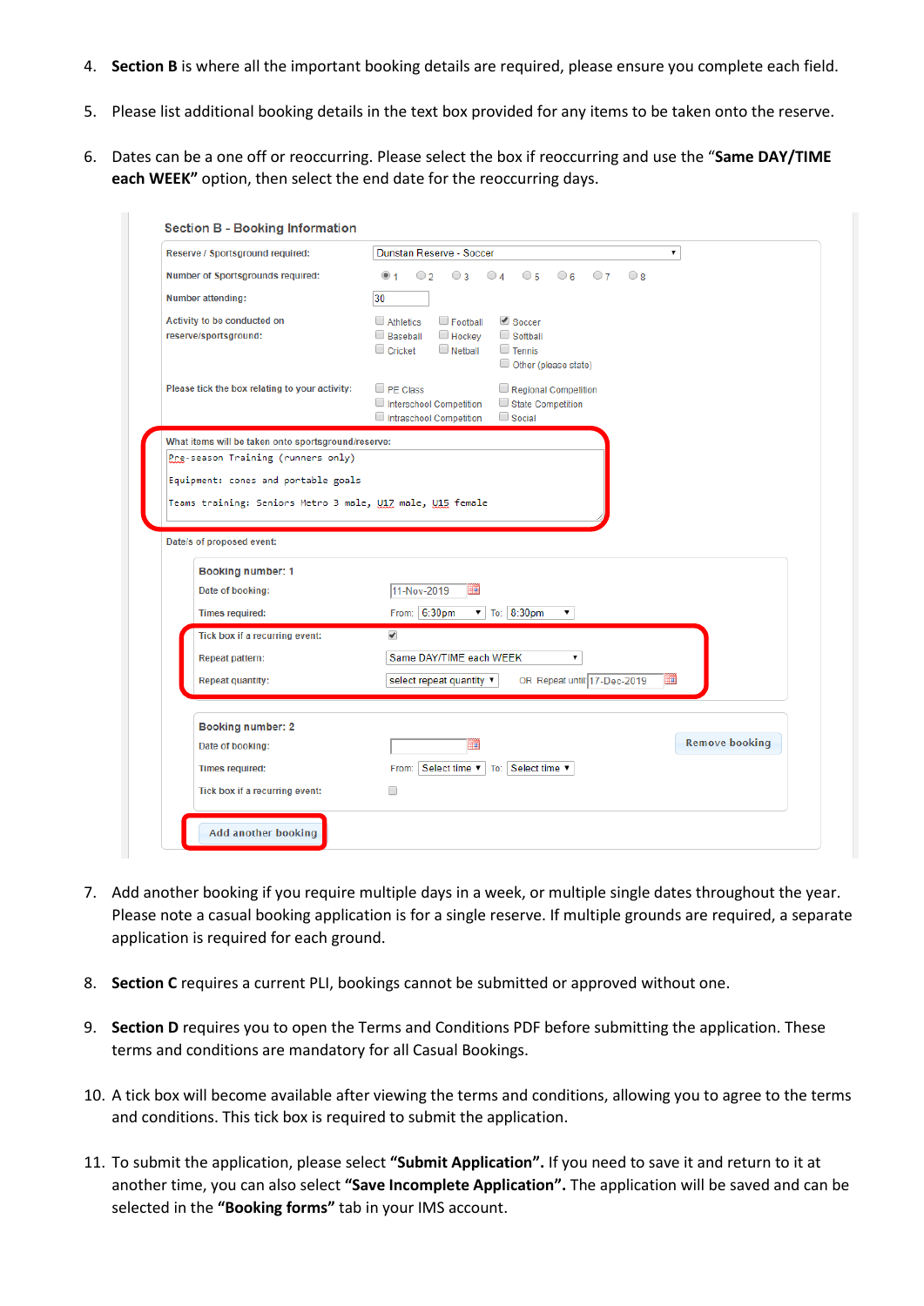4. **Section B** is where all the important booking details are required, please ensure you complete each field.

5. Please list additional booking details in the text box provided for any items to be taken onto the reserve.

6. Dates can be a one off or reoccurring. Please select the box if reoccurring and use the "**Same DAY/TIME each WEEK**" option, then select the end date for the reoccurring days.

Section B - Booking Information

| | |
|---|---|
| Reserve / Sportsground required: | Dunstan Reserve - Soccer |
| Number of Sportsgrounds required: | ◉ 1 ○ 2 ○ 3 ○ 4 ○ 5 ○ 6 ○ 7 ○ 8 |
| Number attending: | 30 |
| Activity to be conducted on reserve/sportsground: | ☐ Athletics ☐ Football ☑ Soccer ☐ Baseball ☐ Hockey ☐ Softball ☐ Cricket ☐ Netball ☐ Tennis ☐ Other (please state) |
| Please tick the box relating to your activity: | ☐ PE Class ☐ Regional Competition ☐ Interschool Competition ☐ State Competition ☐ Intraschool Competition ☐ Social |

What items will be taken onto sportsground/reserve:

```
Pre-season Training (runners only)

Equipment: cones and portable goals

Teams training: Seniors Metro 3 male, U17 male, U15 female
```

Date/s of proposed event:

**Booking number: 1**

| | |
|---|---|
| Date of booking: | 11-Nov-2019 |
| Times required: | From: 6:30pm To: 8:30pm |
| Tick box if a recurring event: | ☑ |
| Repeat pattern: | Same DAY/TIME each WEEK |
| Repeat quantity: | select repeat quantity OR Repeat until 17-Dec-2019 |

**Booking number: 2**

| | |
|---|---|
| Date of booking: | |
| Times required: | From: Select time To: Select time |
| Tick box if a recurring event: | ☐ |

Remove booking

Add another booking

7. Add another booking if you require multiple days in a week, or multiple single dates throughout the year. Please note a casual booking application is for a single reserve. If multiple grounds are required, a separate application is required for each ground.

8. **Section C** requires a current PLI, bookings cannot be submitted or approved without one.

9. **Section D** requires you to open the Terms and Conditions PDF before submitting the application. These terms and conditions are mandatory for all Casual Bookings.

10. A tick box will become available after viewing the terms and conditions, allowing you to agree to the terms and conditions. This tick box is required to submit the application.

11. To submit the application, please select **"Submit Application".** If you need to save it and return to it at another time, you can also select **"Save Incomplete Application".** The application will be saved and can be selected in the **"Booking forms"** tab in your IMS account.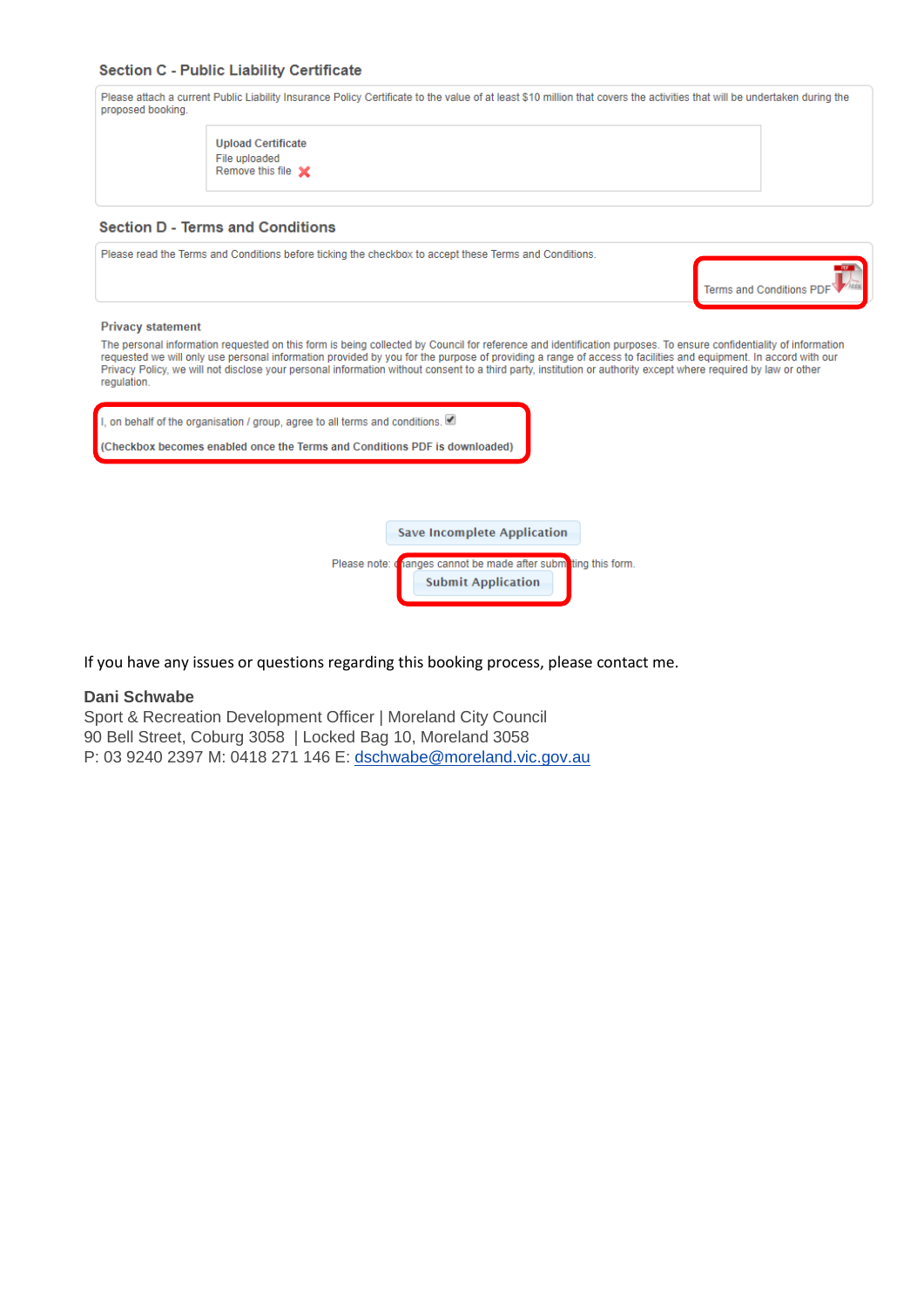### Section C - Public Liability Certificate

Please attach a current Public Liability Insurance Policy Certificate to the value of at least $10 million that covers the activities that will be undertaken during the proposed booking.

**Upload Certificate**
File uploaded
Remove this file ✖

### Section D - Terms and Conditions

Please read the Terms and Conditions before ticking the checkbox to accept these Terms and Conditions.

Terms and Conditions PDF

**Privacy statement**

The personal information requested on this form is being collected by Council for reference and identification purposes. To ensure confidentiality of information requested we will only use personal information provided by you for the purpose of providing a range of access to facilities and equipment. In accord with our Privacy Policy, we will not disclose your personal information without consent to a third party, institution or authority except where required by law or other regulation.

I, on behalf of the organisation / group, agree to all terms and conditions. ☑

**(Checkbox becomes enabled once the Terms and Conditions PDF is downloaded)**

Save Incomplete Application

Please note: changes cannot be made after submitting this form.

Submit Application

If you have any issues or questions regarding this booking process, please contact me.

**Dani Schwabe**
Sport & Recreation Development Officer | Moreland City Council
90 Bell Street, Coburg 3058 | Locked Bag 10, Moreland 3058
P: 03 9240 2397 M: 0418 271 146 E: dschwabe@moreland.vic.gov.au